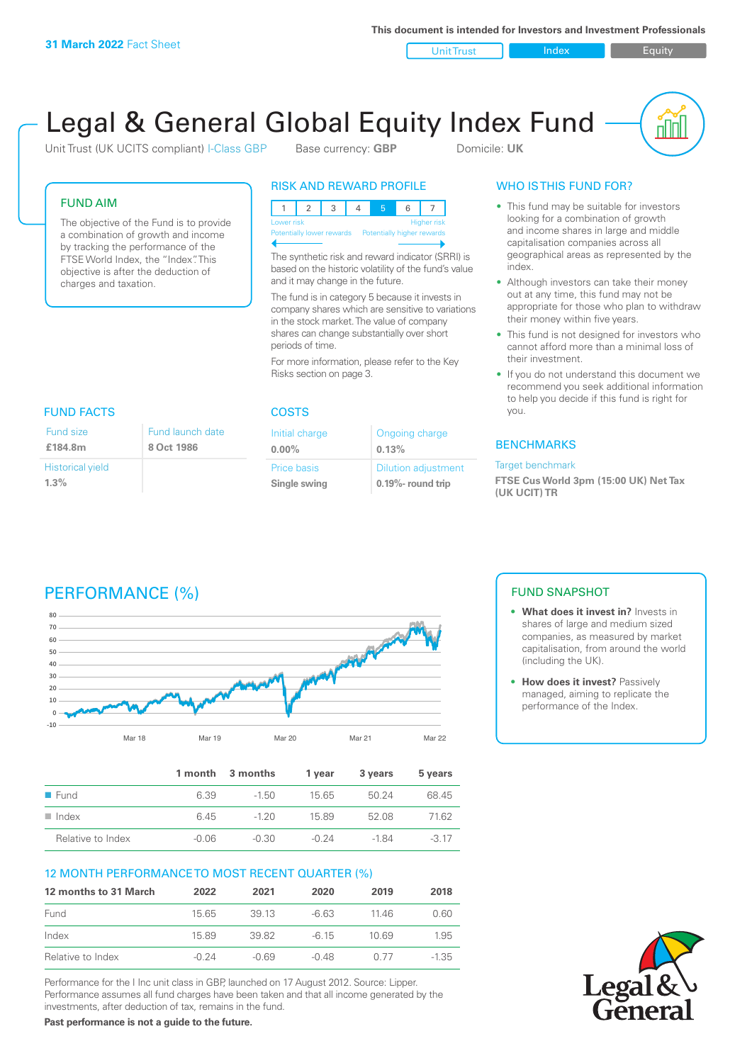31 March 2022 Fact Sheet

This document is intended for Investors and Investment Professionals

Unit Trust | Index | Equity

# Legal & General Global Equity Index Fund

Unit Trust (UK UCITS compliant) I-Class GBP    Base currency: **GBP**    Domicile: **UK**

## FUND AIM

The objective of the Fund is to provide a combination of growth and income by tracking the performance of the FTSE World Index, the "Index". This objective is after the deduction of charges and taxation.

## RISK AND REWARD PROFILE

| 1 | 2 | 3 | 4 | **5** | 6 | 7 |
|---|---|---|---|---|---|---|

Lower risk — Higher risk
Potentially lower rewards — Potentially higher rewards

The synthetic risk and reward indicator (SRRI) is based on the historic volatility of the fund's value and it may change in the future.

The fund is in category 5 because it invests in company shares which are sensitive to variations in the stock market. The value of company shares can change substantially over short periods of time.

For more information, please refer to the Key Risks section on page 3.

## WHO IS THIS FUND FOR?

- This fund may be suitable for investors looking for a combination of growth and income shares in large and middle capitalisation companies across all geographical areas as represented by the index.
- Although investors can take their money out at any time, this fund may not be appropriate for those who plan to withdraw their money within five years.
- This fund is not designed for investors who cannot afford more than a minimal loss of their investment.
- If you do not understand this document we recommend you seek additional information to help you decide if this fund is right for you.

## FUND FACTS

| Fund size | Fund launch date |
|---|---|
| **£184.8m** | **8 Oct 1986** |
| Historical yield | |
| **1.3%** | |

## COSTS

| Initial charge | Ongoing charge |
|---|---|
| **0.00%** | **0.13%** |
| Price basis | Dilution adjustment |
| **Single swing** | **0.19%- round trip** |

## BENCHMARKS

Target benchmark

**FTSE Cus World 3pm (15:00 UK) Net Tax (UK UCIT) TR**

## PERFORMANCE (%)

## FUND SNAPSHOT

- **What does it invest in?** Invests in shares of large and medium sized companies, as measured by market capitalisation, from around the world (including the UK).
- **How does it invest?** Passively managed, aiming to replicate the performance of the Index.

| | 1 month | 3 months | 1 year | 3 years | 5 years |
|---|---|---|---|---|---|
| Fund | 6.39 | -1.50 | 15.65 | 50.24 | 68.45 |
| Index | 6.45 | -1.20 | 15.89 | 52.08 | 71.62 |
| Relative to Index | -0.06 | -0.30 | -0.24 | -1.84 | -3.17 |

## 12 MONTH PERFORMANCE TO MOST RECENT QUARTER (%)

| 12 months to 31 March | 2022 | 2021 | 2020 | 2019 | 2018 |
|---|---|---|---|---|---|
| Fund | 15.65 | 39.13 | -6.63 | 11.46 | 0.60 |
| Index | 15.89 | 39.82 | -6.15 | 10.69 | 1.95 |
| Relative to Index | -0.24 | -0.69 | -0.48 | 0.77 | -1.35 |

Performance for the I Inc unit class in GBP, launched on 17 August 2012. Source: Lipper. Performance assumes all fund charges have been taken and that all income generated by the investments, after deduction of tax, remains in the fund.

**Past performance is not a guide to the future.**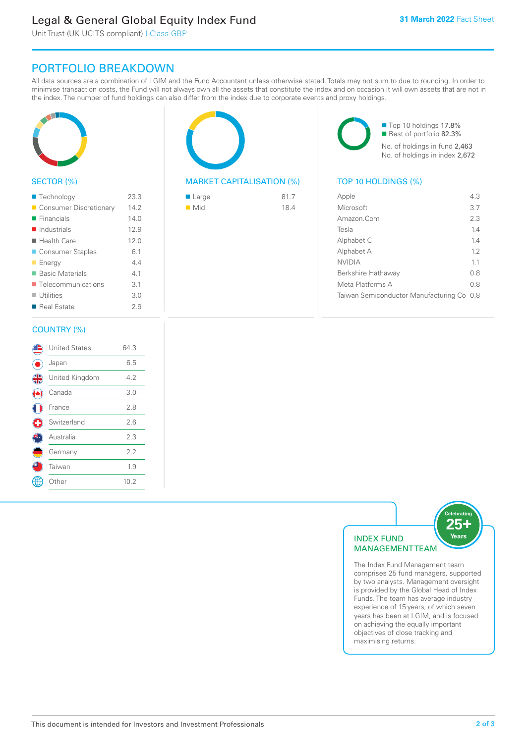# Legal & General Global Equity Index Fund

Unit Trust (UK UCITS compliant) I-Class GBP

**31 March 2022** Fact Sheet

## PORTFOLIO BREAKDOWN

All data sources are a combination of LGIM and the Fund Accountant unless otherwise stated. Totals may not sum to due to rounding. In order to minimise transaction costs, the Fund will not always own all the assets that constitute the index and on occasion it will own assets that are not in the index. The number of fund holdings can also differ from the index due to corporate events and proxy holdings.

### SECTOR (%)

| Sector | % |
|---|---|
| Technology | 23.3 |
| Consumer Discretionary | 14.2 |
| Financials | 14.0 |
| Industrials | 12.9 |
| Health Care | 12.0 |
| Consumer Staples | 6.1 |
| Energy | 4.4 |
| Basic Materials | 4.1 |
| Telecommunications | 3.1 |
| Utilities | 3.0 |
| Real Estate | 2.9 |

### MARKET CAPITALISATION (%)

| Market Cap | % |
|---|---|
| Large | 81.7 |
| Mid | 18.4 |

- Top 10 holdings 17.8%
- Rest of portfolio 82.3%

No. of holdings in fund 2,463
No. of holdings in index 2,672

### TOP 10 HOLDINGS (%)

| Holding | % |
|---|---|
| Apple | 4.3 |
| Microsoft | 3.7 |
| Amazon.Com | 2.3 |
| Tesla | 1.4 |
| Alphabet C | 1.4 |
| Alphabet A | 1.2 |
| NVIDIA | 1.1 |
| Berkshire Hathaway | 0.8 |
| Meta Platforms A | 0.8 |
| Taiwan Semiconductor Manufacturing Co | 0.8 |

### COUNTRY (%)

| Country | % |
|---|---|
| United States | 64.3 |
| Japan | 6.5 |
| United Kingdom | 4.2 |
| Canada | 3.0 |
| France | 2.8 |
| Switzerland | 2.6 |
| Australia | 2.3 |
| Germany | 2.2 |
| Taiwan | 1.9 |
| Other | 10.2 |

### INDEX FUND MANAGEMENT TEAM

Celebrating 25+ Years

The Index Fund Management team comprises 25 fund managers, supported by two analysts. Management oversight is provided by the Global Head of Index Funds. The team has average industry experience of 15 years, of which seven years has been at LGIM, and is focused on achieving the equally important objectives of close tracking and maximising returns.

This document is intended for Investors and Investment Professionals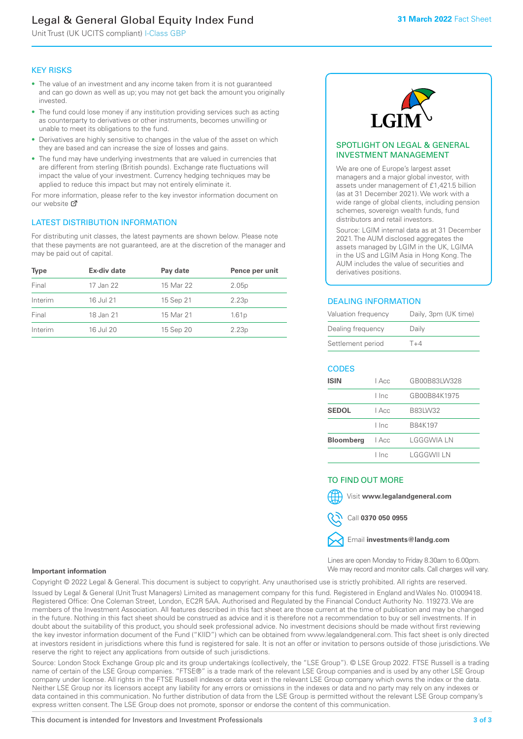# Legal & General Global Equity Index Fund

Unit Trust (UK UCITS compliant) I-Class GBP

31 March 2022 Fact Sheet

## KEY RISKS

- The value of an investment and any income taken from it is not guaranteed and can go down as well as up; you may not get back the amount you originally invested.
- The fund could lose money if any institution providing services such as acting as counterparty to derivatives or other instruments, becomes unwilling or unable to meet its obligations to the fund.
- Derivatives are highly sensitive to changes in the value of the asset on which they are based and can increase the size of losses and gains.
- The fund may have underlying investments that are valued in currencies that are different from sterling (British pounds). Exchange rate fluctuations will impact the value of your investment. Currency hedging techniques may be applied to reduce this impact but may not entirely eliminate it.

For more information, please refer to the key investor information document on our website

## LATEST DISTRIBUTION INFORMATION

For distributing unit classes, the latest payments are shown below. Please note that these payments are not guaranteed, are at the discretion of the manager and may be paid out of capital.

| Type | Ex-div date | Pay date | Pence per unit |
|---|---|---|---|
| Final | 17 Jan 22 | 15 Mar 22 | 2.05p |
| Interim | 16 Jul 21 | 15 Sep 21 | 2.23p |
| Final | 18 Jan 21 | 15 Mar 21 | 1.61p |
| Interim | 16 Jul 20 | 15 Sep 20 | 2.23p |

LGIM

## SPOTLIGHT ON LEGAL & GENERAL INVESTMENT MANAGEMENT

We are one of Europe's largest asset managers and a major global investor, with assets under management of £1,421.5 billion (as at 31 December 2021). We work with a wide range of global clients, including pension schemes, sovereign wealth funds, fund distributors and retail investors.

Source: LGIM internal data as at 31 December 2021. The AUM disclosed aggregates the assets managed by LGIM in the UK, LGIMA in the US and LGIM Asia in Hong Kong. The AUM includes the value of securities and derivatives positions.

## DEALING INFORMATION

| | |
|---|---|
| Valuation frequency | Daily, 3pm (UK time) |
| Dealing frequency | Daily |
| Settlement period | T+4 |

## CODES

| | | |
|---|---|---|
| **ISIN** | I Acc | GB00B83LW328 |
| | I Inc | GB00B84K1975 |
| **SEDOL** | I Acc | B83LW32 |
| | I Inc | B84K197 |
| **Bloomberg** | I Acc | LGGGWIA LN |
| | I Inc | LGGGWII LN |

## TO FIND OUT MORE

Visit **www.legalandgeneral.com**

Call **0370 050 0955**

Email **investments@landg.com**

Lines are open Monday to Friday 8.30am to 6.00pm. We may record and monitor calls. Call charges will vary.

**Important information**

Copyright © 2022 Legal & General. This document is subject to copyright. Any unauthorised use is strictly prohibited. All rights are reserved.

Issued by Legal & General (Unit Trust Managers) Limited as management company for this fund. Registered in England and Wales No. 01009418. Registered Office: One Coleman Street, London, EC2R 5AA. Authorised and Regulated by the Financial Conduct Authority No. 119273. We are members of the Investment Association. All features described in this fact sheet are those current at the time of publication and may be changed in the future. Nothing in this fact sheet should be construed as advice and it is therefore not a recommendation to buy or sell investments. If in doubt about the suitability of this product, you should seek professional advice. No investment decisions should be made without first reviewing the key investor information document of the Fund ("KIID") which can be obtained from www.legalandgeneral.com. This fact sheet is only directed at investors resident in jurisdictions where this fund is registered for sale. It is not an offer or invitation to persons outside of those jurisdictions. We reserve the right to reject any applications from outside of such jurisdictions.

Source: London Stock Exchange Group plc and its group undertakings (collectively, the "LSE Group"). © LSE Group 2022. FTSE Russell is a trading name of certain of the LSE Group companies. "FTSE®" is a trade mark of the relevant LSE Group companies and is used by any other LSE Group company under license. All rights in the FTSE Russell indexes or data vest in the relevant LSE Group company which owns the index or the data. Neither LSE Group nor its licensors accept any liability for any errors or omissions in the indexes and data and no party may rely on any indexes or data contained in this communication. No further distribution of data from the LSE Group is permitted without the relevant LSE Group company's express written consent. The LSE Group does not promote, sponsor or endorse the content of this communication.

This document is intended for Investors and Investment Professionals